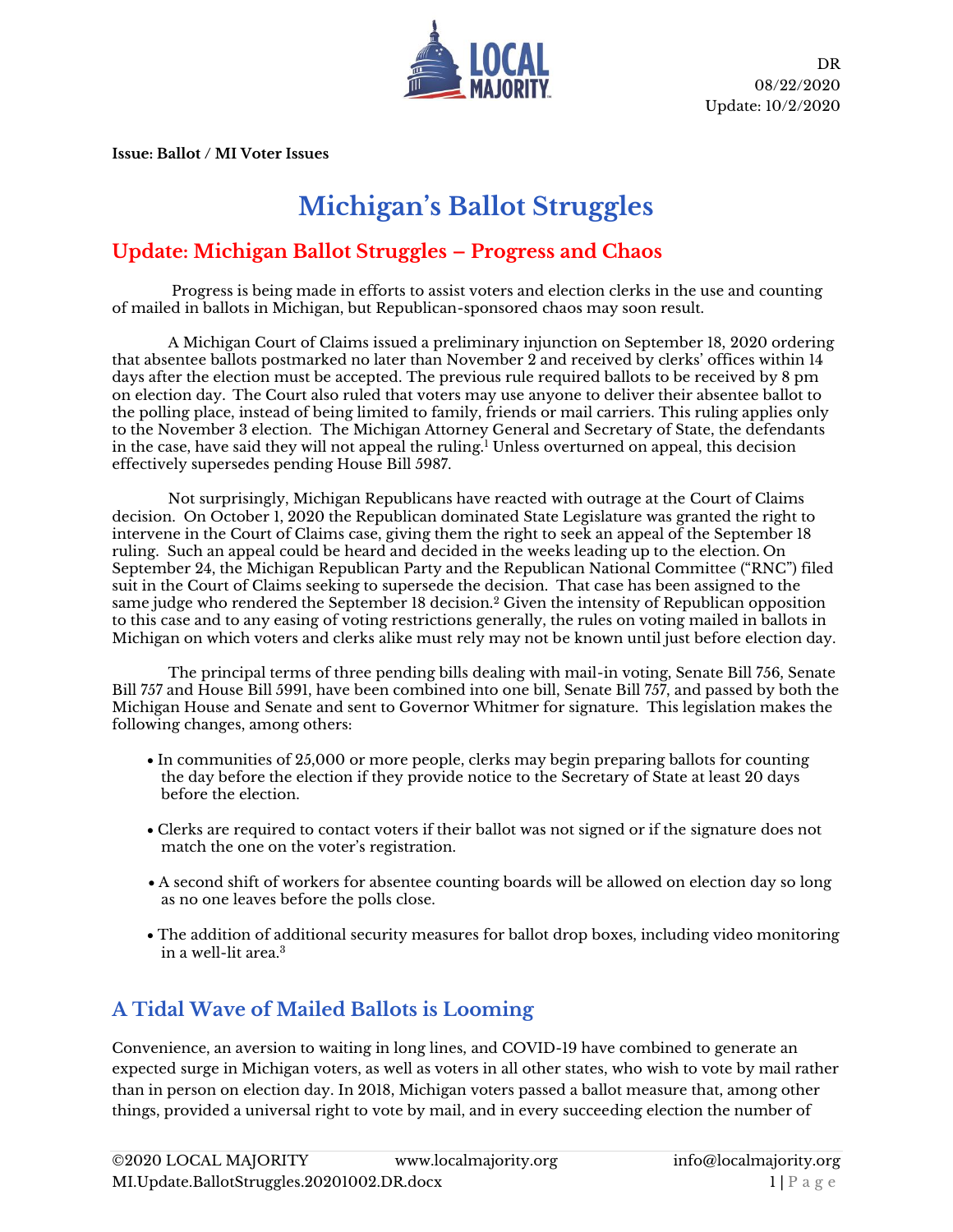DR
08/22/2020
Update: 10/2/2020

**Issue: Ballot / MI Voter Issues**

# Michigan's Ballot Struggles

## Update: Michigan Ballot Struggles – Progress and Chaos

Progress is being made in efforts to assist voters and election clerks in the use and counting of mailed in ballots in Michigan, but Republican-sponsored chaos may soon result.

A Michigan Court of Claims issued a preliminary injunction on September 18, 2020 ordering that absentee ballots postmarked no later than November 2 and received by clerks' offices within 14 days after the election must be accepted. The previous rule required ballots to be received by 8 pm on election day. The Court also ruled that voters may use anyone to deliver their absentee ballot to the polling place, instead of being limited to family, friends or mail carriers. This ruling applies only to the November 3 election. The Michigan Attorney General and Secretary of State, the defendants in the case, have said they will not appeal the ruling.[1] Unless overturned on appeal, this decision effectively supersedes pending House Bill 5987.

Not surprisingly, Michigan Republicans have reacted with outrage at the Court of Claims decision. On October 1, 2020 the Republican dominated State Legislature was granted the right to intervene in the Court of Claims case, giving them the right to seek an appeal of the September 18 ruling. Such an appeal could be heard and decided in the weeks leading up to the election. On September 24, the Michigan Republican Party and the Republican National Committee ("RNC") filed suit in the Court of Claims seeking to supersede the decision. That case has been assigned to the same judge who rendered the September 18 decision.[2] Given the intensity of Republican opposition to this case and to any easing of voting restrictions generally, the rules on voting mailed in ballots in Michigan on which voters and clerks alike must rely may not be known until just before election day.

The principal terms of three pending bills dealing with mail-in voting, Senate Bill 756, Senate Bill 757 and House Bill 5991, have been combined into one bill, Senate Bill 757, and passed by both the Michigan House and Senate and sent to Governor Whitmer for signature. This legislation makes the following changes, among others:

- In communities of 25,000 or more people, clerks may begin preparing ballots for counting the day before the election if they provide notice to the Secretary of State at least 20 days before the election.
- Clerks are required to contact voters if their ballot was not signed or if the signature does not match the one on the voter's registration.
- A second shift of workers for absentee counting boards will be allowed on election day so long as no one leaves before the polls close.
- The addition of additional security measures for ballot drop boxes, including video monitoring in a well-lit area.[3]

## A Tidal Wave of Mailed Ballots is Looming

Convenience, an aversion to waiting in long lines, and COVID-19 have combined to generate an expected surge in Michigan voters, as well as voters in all other states, who wish to vote by mail rather than in person on election day. In 2018, Michigan voters passed a ballot measure that, among other things, provided a universal right to vote by mail, and in every succeeding election the number of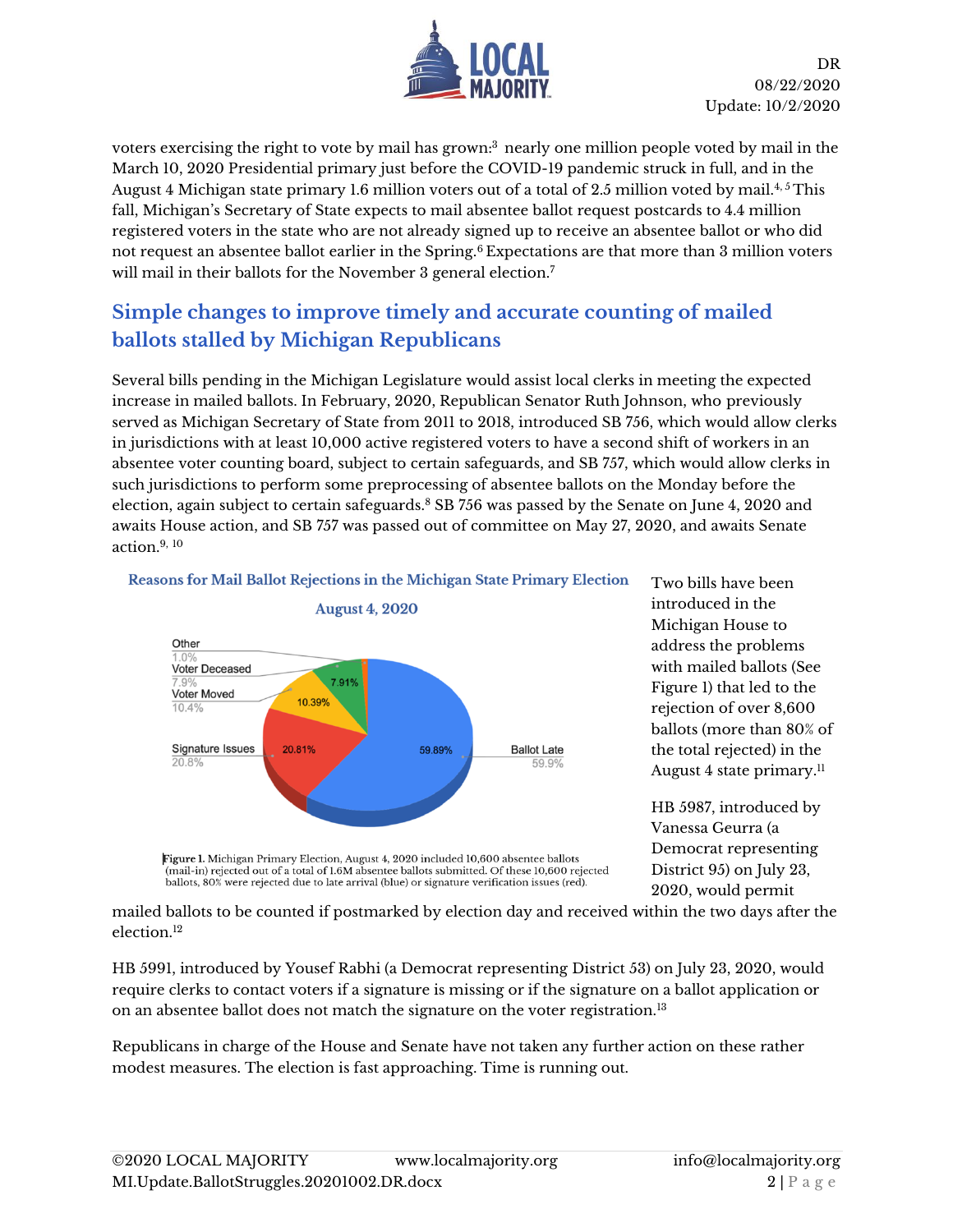voters exercising the right to vote by mail has grown:[3] nearly one million people voted by mail in the March 10, 2020 Presidential primary just before the COVID-19 pandemic struck in full, and in the August 4 Michigan state primary 1.6 million voters out of a total of 2.5 million voted by mail.[4, 5] This fall, Michigan's Secretary of State expects to mail absentee ballot request postcards to 4.4 million registered voters in the state who are not already signed up to receive an absentee ballot or who did not request an absentee ballot earlier in the Spring.[6] Expectations are that more than 3 million voters will mail in their ballots for the November 3 general election.[7]

## Simple changes to improve timely and accurate counting of mailed ballots stalled by Michigan Republicans

Several bills pending in the Michigan Legislature would assist local clerks in meeting the expected increase in mailed ballots. In February, 2020, Republican Senator Ruth Johnson, who previously served as Michigan Secretary of State from 2011 to 2018, introduced SB 756, which would allow clerks in jurisdictions with at least 10,000 active registered voters to have a second shift of workers in an absentee voter counting board, subject to certain safeguards, and SB 757, which would allow clerks in such jurisdictions to perform some preprocessing of absentee ballots on the Monday before the election, again subject to certain safeguards.[8] SB 756 was passed by the Senate on June 4, 2020 and awaits House action, and SB 757 was passed out of committee on May 27, 2020, and awaits Senate action.[9, 10]

**Reasons for Mail Ballot Rejections in the Michigan State Primary Election August 4, 2020**

| Reason | Percent |
|---|---|
| Ballot Late | 59.9% |
| Signature Issues | 20.8% |
| Voter Moved | 10.4% |
| Voter Deceased | 7.9% |
| Other | 1.0% |

Figure 1. Michigan Primary Election, August 4, 2020 included 10,600 absentee ballots (mail-in) rejected out of a total of 1.6M absentee ballots submitted. Of these 10,600 rejected ballots, 80% were rejected due to late arrival (blue) or signature verification issues (red).

Two bills have been introduced in the Michigan House to address the problems with mailed ballots (See Figure 1) that led to the rejection of over 8,600 ballots (more than 80% of the total rejected) in the August 4 state primary.[11]

HB 5987, introduced by Vanessa Geurra (a Democrat representing District 95) on July 23, 2020, would permit mailed ballots to be counted if postmarked by election day and received within the two days after the election.[12]

HB 5991, introduced by Yousef Rabhi (a Democrat representing District 53) on July 23, 2020, would require clerks to contact voters if a signature is missing or if the signature on a ballot application or on an absentee ballot does not match the signature on the voter registration.[13]

Republicans in charge of the House and Senate have not taken any further action on these rather modest measures. The election is fast approaching. Time is running out.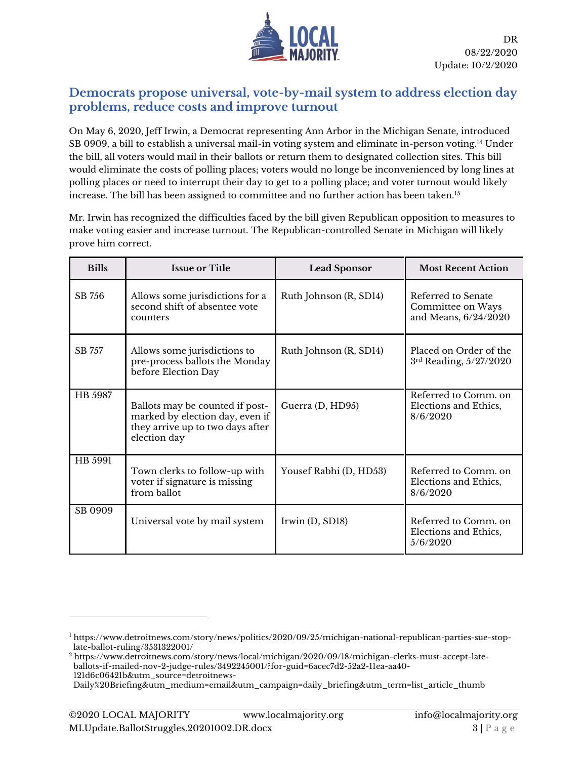## Democrats propose universal, vote-by-mail system to address election day problems, reduce costs and improve turnout

On May 6, 2020, Jeff Irwin, a Democrat representing Ann Arbor in the Michigan Senate, introduced SB 0909, a bill to establish a universal mail-in voting system and eliminate in-person voting.[14] Under the bill, all voters would mail in their ballots or return them to designated collection sites. This bill would eliminate the costs of polling places; voters would no longe be inconvenienced by long lines at polling places or need to interrupt their day to get to a polling place; and voter turnout would likely increase. The bill has been assigned to committee and no further action has been taken.[15]

Mr. Irwin has recognized the difficulties faced by the bill given Republican opposition to measures to make voting easier and increase turnout. The Republican-controlled Senate in Michigan will likely prove him correct.

| Bills | Issue or Title | Lead Sponsor | Most Recent Action |
|---|---|---|---|
| SB 756 | Allows some jurisdictions for a second shift of absentee vote counters | Ruth Johnson (R, SD14) | Referred to Senate Committee on Ways and Means, 6/24/2020 |
| SB 757 | Allows some jurisdictions to pre-process ballots the Monday before Election Day | Ruth Johnson (R, SD14) | Placed on Order of the 3rd Reading, 5/27/2020 |
| HB 5987 | Ballots may be counted if post-marked by election day, even if they arrive up to two days after election day | Guerra (D, HD95) | Referred to Comm. on Elections and Ethics, 8/6/2020 |
| HB 5991 | Town clerks to follow-up with voter if signature is missing from ballot | Yousef Rabhi (D, HD53) | Referred to Comm. on Elections and Ethics, 8/6/2020 |
| SB 0909 | Universal vote by mail system | Irwin (D, SD18) | Referred to Comm. on Elections and Ethics, 5/6/2020 |

---

[1] https://www.detroitnews.com/story/news/politics/2020/09/25/michigan-national-republican-parties-sue-stop-late-ballot-ruling/3531322001/

[2] https://www.detroitnews.com/story/news/local/michigan/2020/09/18/michigan-clerks-must-accept-late-ballots-if-mailed-nov-2-judge-rules/3492245001/?for-guid=6acec7d2-52a2-11ea-aa40-121d6c06421b&utm_source=detroitnews-Daily%20Briefing&utm_medium=email&utm_campaign=daily_briefing&utm_term=list_article_thumb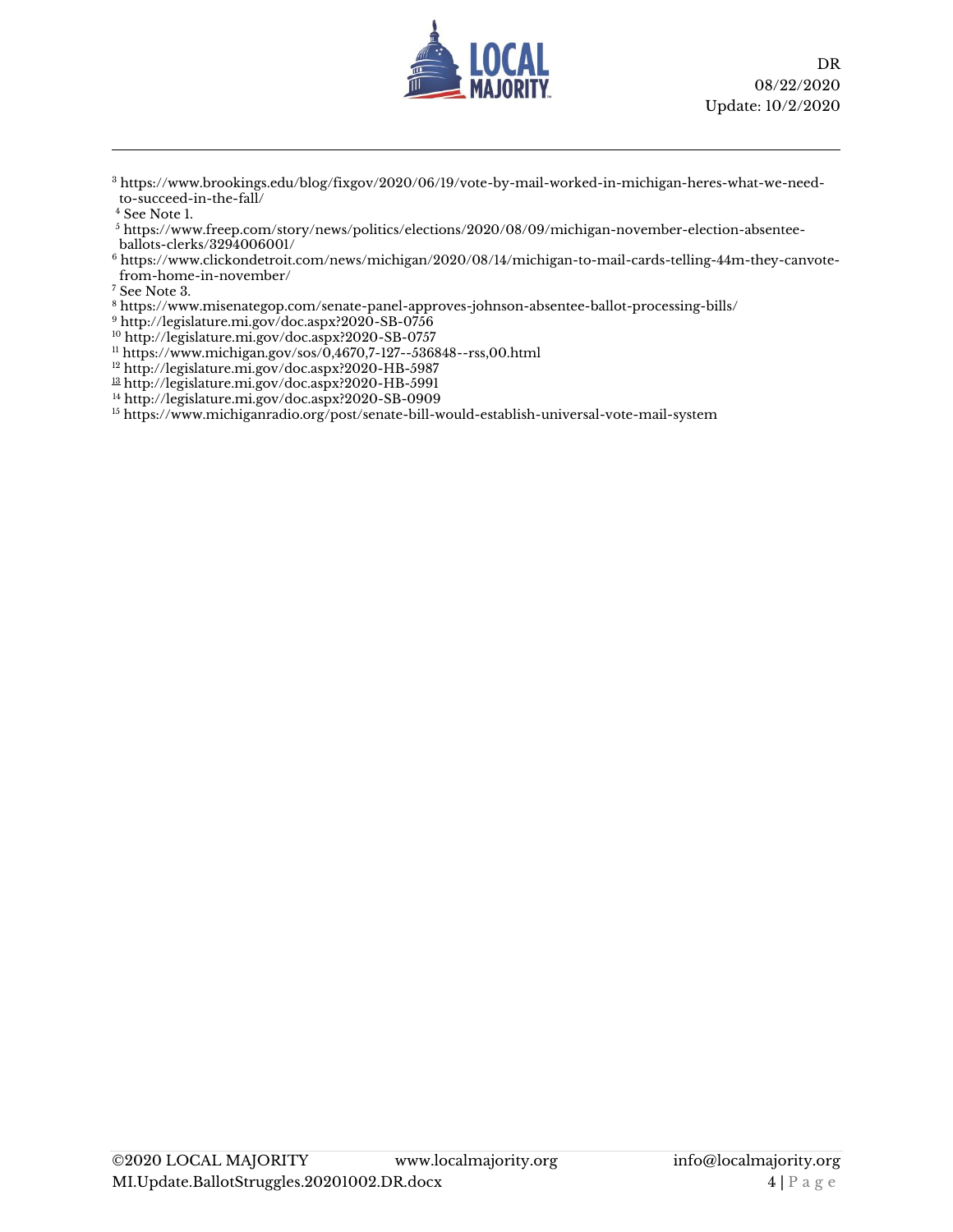[3] https://www.brookings.edu/blog/fixgov/2020/06/19/vote-by-mail-worked-in-michigan-heres-what-we-need-to-succeed-in-the-fall/

[4] See Note 1.

[5] https://www.freep.com/story/news/politics/elections/2020/08/09/michigan-november-election-absentee-ballots-clerks/3294006001/

[6] https://www.clickondetroit.com/news/michigan/2020/08/14/michigan-to-mail-cards-telling-44m-they-canvote-from-home-in-november/

[7] See Note 3.

[8] https://www.misenategop.com/senate-panel-approves-johnson-absentee-ballot-processing-bills/

[9] http://legislature.mi.gov/doc.aspx?2020-SB-0756

[10] http://legislature.mi.gov/doc.aspx?2020-SB-0757

[11] https://www.michigan.gov/sos/0,4670,7-127--536848--rss,00.html

[12] http://legislature.mi.gov/doc.aspx?2020-HB-5987

[13] http://legislature.mi.gov/doc.aspx?2020-HB-5991

[14] http://legislature.mi.gov/doc.aspx?2020-SB-0909

[15] https://www.michiganradio.org/post/senate-bill-would-establish-universal-vote-mail-system